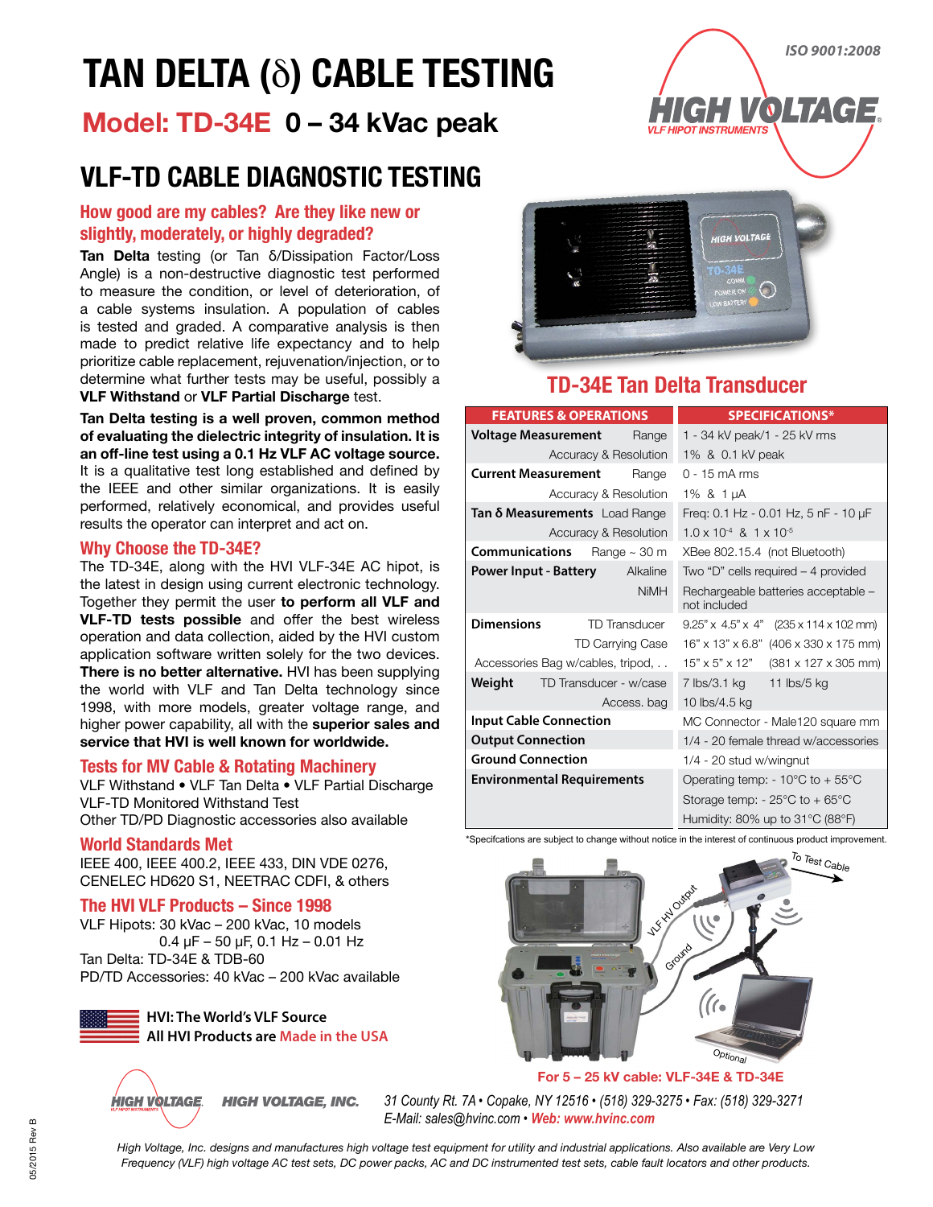# TAN DELTA (δ) CABLE TESTING

## Model: TD-34E 0 – 34 kVac peak

ISO 9001:2008

HIGH VOLTAGE VLF HIPOT INSTRUMENTS

## VLF-TD CABLE DIAGNOSTIC TESTING

### How good are my cables? Are they like new or slightly, moderately, or highly degraded?

**Tan Delta** testing (or Tan δ/Dissipation Factor/Loss Angle) is a non-destructive diagnostic test performed to measure the condition, or level of deterioration, of a cable systems insulation. A population of cables is tested and graded. A comparative analysis is then made to predict relative life expectancy and to help prioritize cable replacement, rejuvenation/injection, or to determine what further tests may be useful, possibly a **VLF Withstand** or **VLF Partial Discharge** test.

**Tan Delta testing is a well proven, common method of evaluating the dielectric integrity of insulation. It is an off-line test using a 0.1 Hz VLF AC voltage source.** It is a qualitative test long established and defined by the IEEE and other similar organizations. It is easily performed, relatively economical, and provides useful results the operator can interpret and act on.

### Why Choose the TD-34E?

The TD-34E, along with the HVI VLF-34E AC hipot, is the latest in design using current electronic technology. Together they permit the user **to perform all VLF and VLF-TD tests possible** and offer the best wireless operation and data collection, aided by the HVI custom application software written solely for the two devices. **There is no better alternative.** HVI has been supplying the world with VLF and Tan Delta technology since 1998, with more models, greater voltage range, and higher power capability, all with the **superior sales and service that HVI is well known for worldwide.**

### Tests for MV Cable & Rotating Machinery

VLF Withstand • VLF Tan Delta • VLF Partial Discharge
VLF-TD Monitored Withstand Test
Other TD/PD Diagnostic accessories also available

### World Standards Met

IEEE 400, IEEE 400.2, IEEE 433, DIN VDE 0276, CENELEC HD620 S1, NEETRAC CDFI, & others

### The HVI VLF Products – Since 1998

VLF Hipots: 30 kVac – 200 kVac, 10 models
0.4 µF – 50 µF, 0.1 Hz – 0.01 Hz
Tan Delta: TD-34E & TDB-60
PD/TD Accessories: 40 kVac – 200 kVac available

**HVI: The World's VLF Source**
**All HVI Products are Made in the USA**

## TD-34E Tan Delta Transducer

| FEATURES & OPERATIONS | | SPECIFICATIONS* |
|---|---|---|
| **Voltage Measurement** | Range | 1 - 34 kV peak/1 - 25 kV rms |
| | Accuracy & Resolution | 1% & 0.1 kV peak |
| **Current Measurement** | Range | 0 - 15 mA rms |
| | Accuracy & Resolution | 1% & 1 µA |
| **Tan δ Measurements** | Load Range | Freq: 0.1 Hz - 0.01 Hz, 5 nF - 10 µF |
| | Accuracy & Resolution | $1.0 \times 10^{-4}$ & $1 \times 10^{-5}$ |
| **Communications** | Range ~ 30 m | XBee 802.15.4 (not Bluetooth) |
| **Power Input - Battery** | Alkaline | Two "D" cells required – 4 provided |
| | NiMH | Rechargeable batteries acceptable – not included |
| **Dimensions** | TD Transducer | 9.25" x 4.5" x 4" (235 x 114 x 102 mm) |
| | TD Carrying Case | 16" x 13" x 6.8" (406 x 330 x 175 mm) |
| | Accessories Bag w/cables, tripod, . . | 15" x 5" x 12" (381 x 127 x 305 mm) |
| **Weight** | TD Transducer - w/case | 7 lbs/3.1 kg 11 lbs/5 kg |
| | Access. bag | 10 lbs/4.5 kg |
| **Input Cable Connection** | | MC Connector - Male120 square mm |
| **Output Connection** | | 1/4 - 20 female thread w/accessories |
| **Ground Connection** | | 1/4 - 20 stud w/wingnut |
| **Environmental Requirements** | | Operating temp: - 10°C to + 55°C |
| | | Storage temp: - 25°C to + 65°C |
| | | Humidity: 80% up to 31°C (88°F) |

*Specifcations are subject to change without notice in the interest of continuous product improvement.

To Test Cable — VLF HV Output — Ground — Optional

**For 5 – 25 kV cable: VLF-34E & TD-34E**

HIGH VOLTAGE, INC. 31 County Rt. 7A • Copake, NY 12516 • (518) 329-3275 • Fax: (518) 329-3271
E-Mail: sales@hvinc.com • Web: www.hvinc.com

*High Voltage, Inc. designs and manufactures high voltage test equipment for utility and industrial applications. Also available are Very Low Frequency (VLF) high voltage AC test sets, DC power packs, AC and DC instrumented test sets, cable fault locators and other products.*

05/2015 Rev B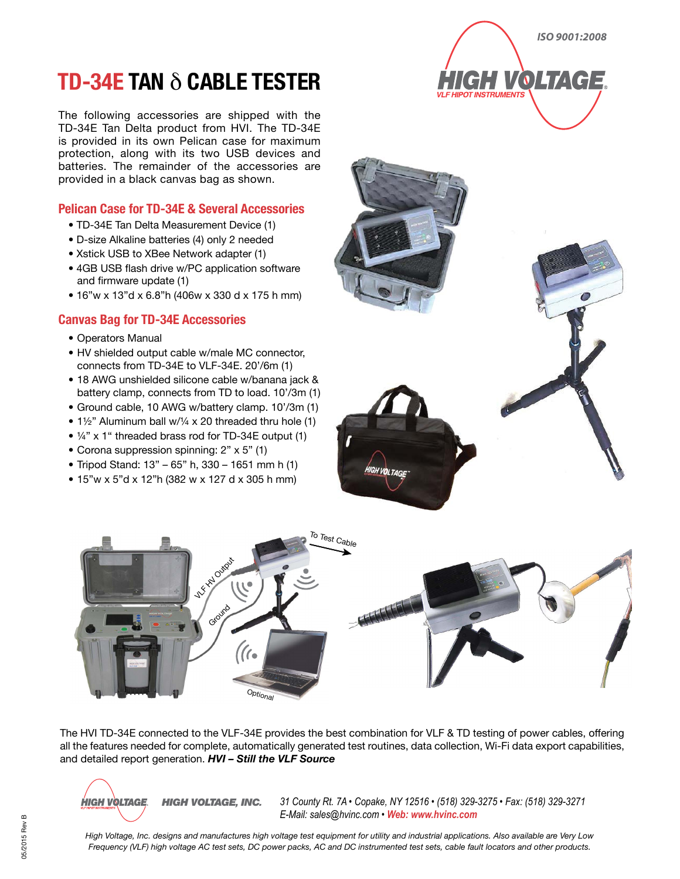# TD-34E TAN δ CABLE TESTER

The following accessories are shipped with the TD-34E Tan Delta product from HVI. The TD-34E is provided in its own Pelican case for maximum protection, along with its two USB devices and batteries. The remainder of the accessories are provided in a black canvas bag as shown.

## Pelican Case for TD-34E & Several Accessories

- TD-34E Tan Delta Measurement Device (1)
- D-size Alkaline batteries (4) only 2 needed
- Xstick USB to XBee Network adapter (1)
- 4GB USB flash drive w/PC application software and firmware update (1)
- 16"w x 13"d x 6.8"h (406w x 330 d x 175 h mm)

## Canvas Bag for TD-34E Accessories

- Operators Manual
- HV shielded output cable w/male MC connector, connects from TD-34E to VLF-34E. 20'/6m (1)
- 18 AWG unshielded silicone cable w/banana jack & battery clamp, connects from TD to load. 10'/3m (1)
- Ground cable, 10 AWG w/battery clamp. 10'/3m (1)
- 1½" Aluminum ball w/¼ x 20 threaded thru hole (1)
- ¼" x 1" threaded brass rod for TD-34E output (1)
- Corona suppression spinning: 2" x 5" (1)
- Tripod Stand: 13" – 65" h, 330 – 1651 mm h (1)
- 15"w x 5"d x 12"h (382 w x 127 d x 305 h mm)

VLF HV Output

Ground

To Test Cable

Optional

The HVI TD-34E connected to the VLF-34E provides the best combination for VLF & TD testing of power cables, offering all the features needed for complete, automatically generated test routines, data collection, Wi-Fi data export capabilities, and detailed report generation. ***HVI – Still the VLF Source***

**HIGH VOLTAGE, INC.** *31 County Rt. 7A • Copake, NY 12516 • (518) 329-3275 • Fax: (518) 329-3271*
*E-Mail: sales@hvinc.com • Web: www.hvinc.com*

*High Voltage, Inc. designs and manufactures high voltage test equipment for utility and industrial applications. Also available are Very Low Frequency (VLF) high voltage AC test sets, DC power packs, AC and DC instrumented test sets, cable fault locators and other products.*

05/2015 Rev B